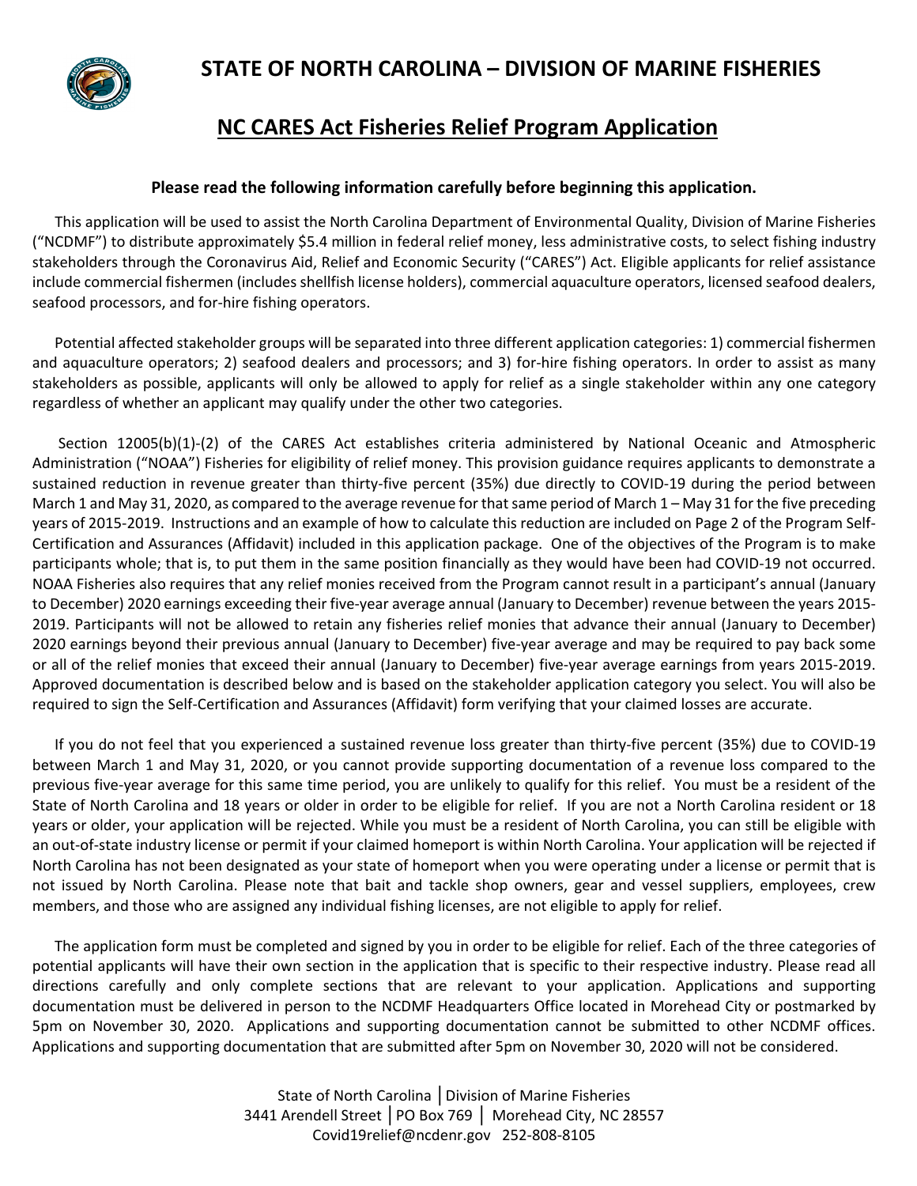# STATE OF NORTH CAROLINA – DIVISION OF MARINE FISHERIES

## NC CARES Act Fisheries Relief Program Application

**Please read the following information carefully before beginning this application.**

This application will be used to assist the North Carolina Department of Environmental Quality, Division of Marine Fisheries ("NCDMF") to distribute approximately $5.4 million in federal relief money, less administrative costs, to select fishing industry stakeholders through the Coronavirus Aid, Relief and Economic Security ("CARES") Act. Eligible applicants for relief assistance include commercial fishermen (includes shellfish license holders), commercial aquaculture operators, licensed seafood dealers, seafood processors, and for-hire fishing operators.

Potential affected stakeholder groups will be separated into three different application categories: 1) commercial fishermen and aquaculture operators; 2) seafood dealers and processors; and 3) for-hire fishing operators. In order to assist as many stakeholders as possible, applicants will only be allowed to apply for relief as a single stakeholder within any one category regardless of whether an applicant may qualify under the other two categories.

Section 12005(b)(1)-(2) of the CARES Act establishes criteria administered by National Oceanic and Atmospheric Administration ("NOAA") Fisheries for eligibility of relief money. This provision guidance requires applicants to demonstrate a sustained reduction in revenue greater than thirty-five percent (35%) due directly to COVID-19 during the period between March 1 and May 31, 2020, as compared to the average revenue for that same period of March 1 – May 31 for the five preceding years of 2015-2019. Instructions and an example of how to calculate this reduction are included on Page 2 of the Program Self-Certification and Assurances (Affidavit) included in this application package. One of the objectives of the Program is to make participants whole; that is, to put them in the same position financially as they would have been had COVID-19 not occurred. NOAA Fisheries also requires that any relief monies received from the Program cannot result in a participant's annual (January to December) 2020 earnings exceeding their five-year average annual (January to December) revenue between the years 2015-2019. Participants will not be allowed to retain any fisheries relief monies that advance their annual (January to December) 2020 earnings beyond their previous annual (January to December) five-year average and may be required to pay back some or all of the relief monies that exceed their annual (January to December) five-year average earnings from years 2015-2019. Approved documentation is described below and is based on the stakeholder application category you select. You will also be required to sign the Self-Certification and Assurances (Affidavit) form verifying that your claimed losses are accurate.

If you do not feel that you experienced a sustained revenue loss greater than thirty-five percent (35%) due to COVID-19 between March 1 and May 31, 2020, or you cannot provide supporting documentation of a revenue loss compared to the previous five-year average for this same time period, you are unlikely to qualify for this relief. You must be a resident of the State of North Carolina and 18 years or older in order to be eligible for relief. If you are not a North Carolina resident or 18 years or older, your application will be rejected. While you must be a resident of North Carolina, you can still be eligible with an out-of-state industry license or permit if your claimed homeport is within North Carolina. Your application will be rejected if North Carolina has not been designated as your state of homeport when you were operating under a license or permit that is not issued by North Carolina. Please note that bait and tackle shop owners, gear and vessel suppliers, employees, crew members, and those who are assigned any individual fishing licenses, are not eligible to apply for relief.

The application form must be completed and signed by you in order to be eligible for relief. Each of the three categories of potential applicants will have their own section in the application that is specific to their respective industry. Please read all directions carefully and only complete sections that are relevant to your application. Applications and supporting documentation must be delivered in person to the NCDMF Headquarters Office located in Morehead City or postmarked by 5pm on November 30, 2020. Applications and supporting documentation cannot be submitted to other NCDMF offices. Applications and supporting documentation that are submitted after 5pm on November 30, 2020 will not be considered.

State of North Carolina │Division of Marine Fisheries
3441 Arendell Street │PO Box 769 │ Morehead City, NC 28557
Covid19relief@ncdenr.gov 252-808-8105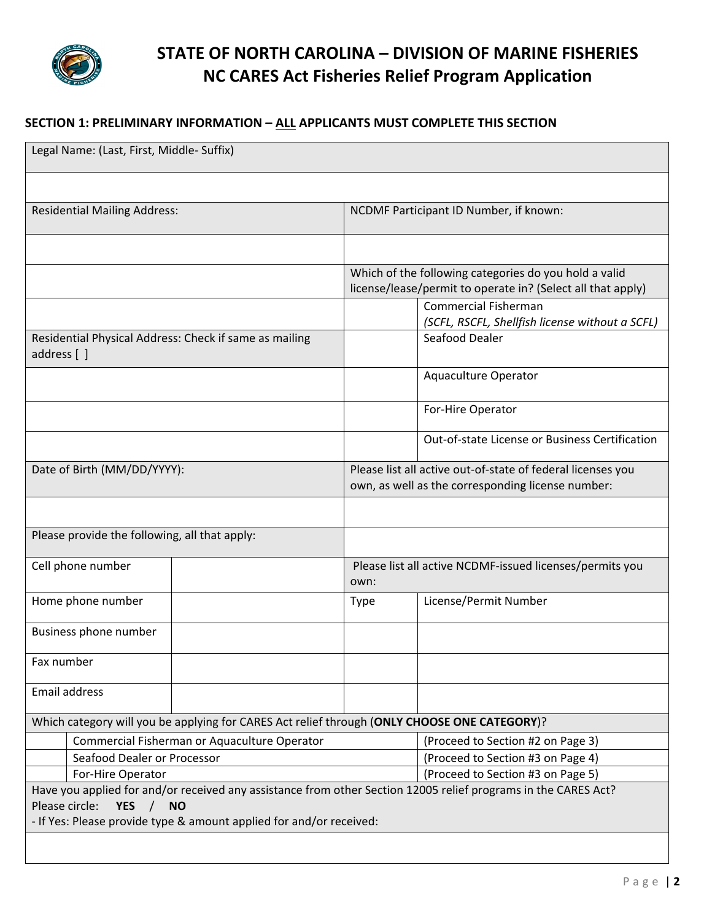# STATE OF NORTH CAROLINA – DIVISION OF MARINE FISHERIES
## NC CARES Act Fisheries Relief Program Application

**SECTION 1: PRELIMINARY INFORMATION – ALL APPLICANTS MUST COMPLETE THIS SECTION**

| Legal Name: (Last, First, Middle- Suffix) | | | |
|---|---|---|---|
| | | | |
| Residential Mailing Address: | | NCDMF Participant ID Number, if known: | |
| | | | |
| | | Which of the following categories do you hold a valid license/lease/permit to operate in? (Select all that apply) | |
| | | | Commercial Fisherman *(SCFL, RSCFL, Shellfish license without a SCFL)* |
| Residential Physical Address: Check if same as mailing address [ ] | | | Seafood Dealer |
| | | | Aquaculture Operator |
| | | | For-Hire Operator |
| | | | Out-of-state License or Business Certification |
| Date of Birth (MM/DD/YYYY): | | Please list all active out-of-state of federal licenses you own, as well as the corresponding license number: | |
| | | | |
| Please provide the following, all that apply: | | | |
| Cell phone number | | Please list all active NCDMF-issued licenses/permits you own: | |
| Home phone number | | Type | License/Permit Number |
| Business phone number | | | |
| Fax number | | | |
| Email address | | | |

Which category will you be applying for CARES Act relief through (**ONLY CHOOSE ONE CATEGORY**)?

| | Category | |
|---|---|---|
| | Commercial Fisherman or Aquaculture Operator | (Proceed to Section #2 on Page 3) |
| | Seafood Dealer or Processor | (Proceed to Section #3 on Page 4) |
| | For-Hire Operator | (Proceed to Section #3 on Page 5) |

Have you applied for and/or received any assistance from other Section 12005 relief programs in the CARES Act?

Please circle: **YES** / **NO**

- If Yes: Please provide type & amount applied for and/or received: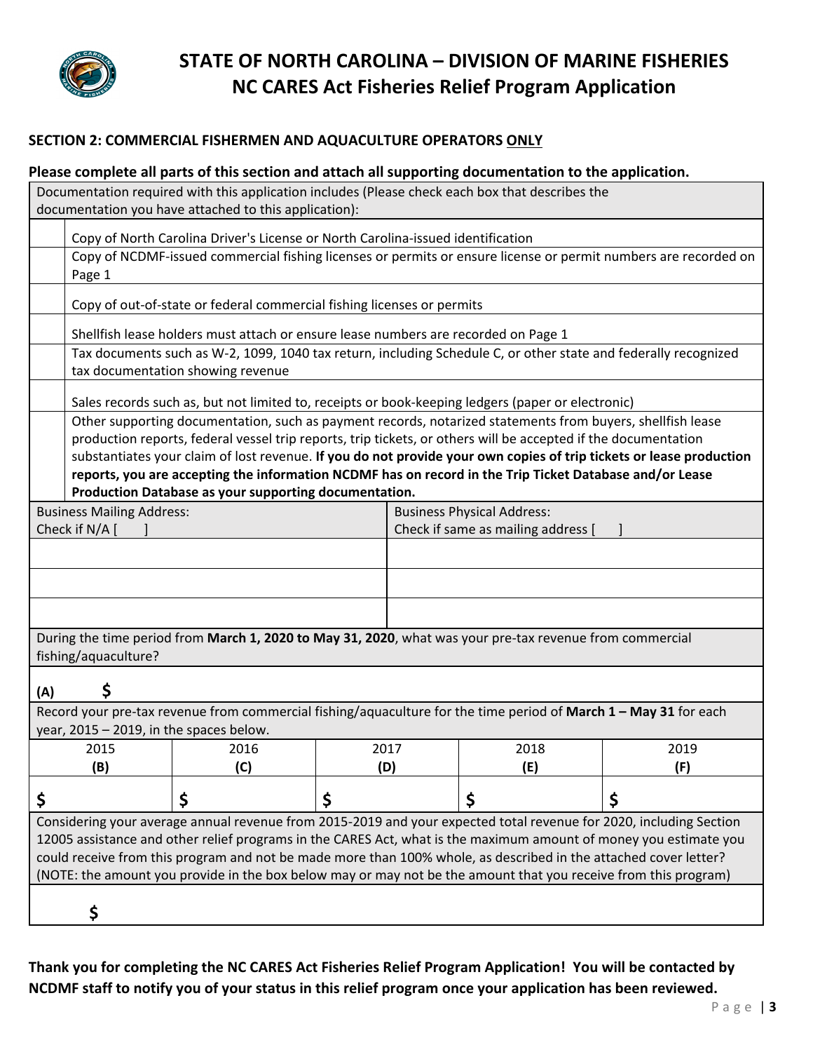# STATE OF NORTH CAROLINA – DIVISION OF MARINE FISHERIES
# NC CARES Act Fisheries Relief Program Application

### SECTION 2: COMMERCIAL FISHERMEN AND AQUACULTURE OPERATORS ONLY

**Please complete all parts of this section and attach all supporting documentation to the application.**

Documentation required with this application includes (Please check each box that describes the documentation you have attached to this application):

| | |
|---|---|
| | Copy of North Carolina Driver's License or North Carolina-issued identification |
| | Copy of NCDMF-issued commercial fishing licenses or permits or ensure license or permit numbers are recorded on Page 1 |
| | Copy of out-of-state or federal commercial fishing licenses or permits |
| | Shellfish lease holders must attach or ensure lease numbers are recorded on Page 1 |
| | Tax documents such as W-2, 1099, 1040 tax return, including Schedule C, or other state and federally recognized tax documentation showing revenue |
| | Sales records such as, but not limited to, receipts or book-keeping ledgers (paper or electronic) |
| | Other supporting documentation, such as payment records, notarized statements from buyers, shellfish lease production reports, federal vessel trip reports, trip tickets, or others will be accepted if the documentation substantiates your claim of lost revenue. **If you do not provide your own copies of trip tickets or lease production reports, you are accepting the information NCDMF has on record in the Trip Ticket Database and/or Lease Production Database as your supporting documentation.** |

| Business Mailing Address: Check if N/A [ ] | Business Physical Address: Check if same as mailing address [ ] |
|---|---|
| | |
| | |
| | |

During the time period from **March 1, 2020 to May 31, 2020**, what was your pre-tax revenue from commercial fishing/aquaculture?

**(A)** $

Record your pre-tax revenue from commercial fishing/aquaculture for the time period of **March 1 – May 31** for each year, 2015 – 2019, in the spaces below.

| 2015 **(B)** | 2016 **(C)** | 2017 **(D)** | 2018 **(E)** | 2019 **(F)** |
|---|---|---|---|---|
| $ | $ | $ | $ | $ |

Considering your average annual revenue from 2015-2019 and your expected total revenue for 2020, including Section 12005 assistance and other relief programs in the CARES Act, what is the maximum amount of money you estimate you could receive from this program and not be made more than 100% whole, as described in the attached cover letter? (NOTE: the amount you provide in the box below may or may not be the amount that you receive from this program)

$

**Thank you for completing the NC CARES Act Fisheries Relief Program Application! You will be contacted by NCDMF staff to notify you of your status in this relief program once your application has been reviewed.**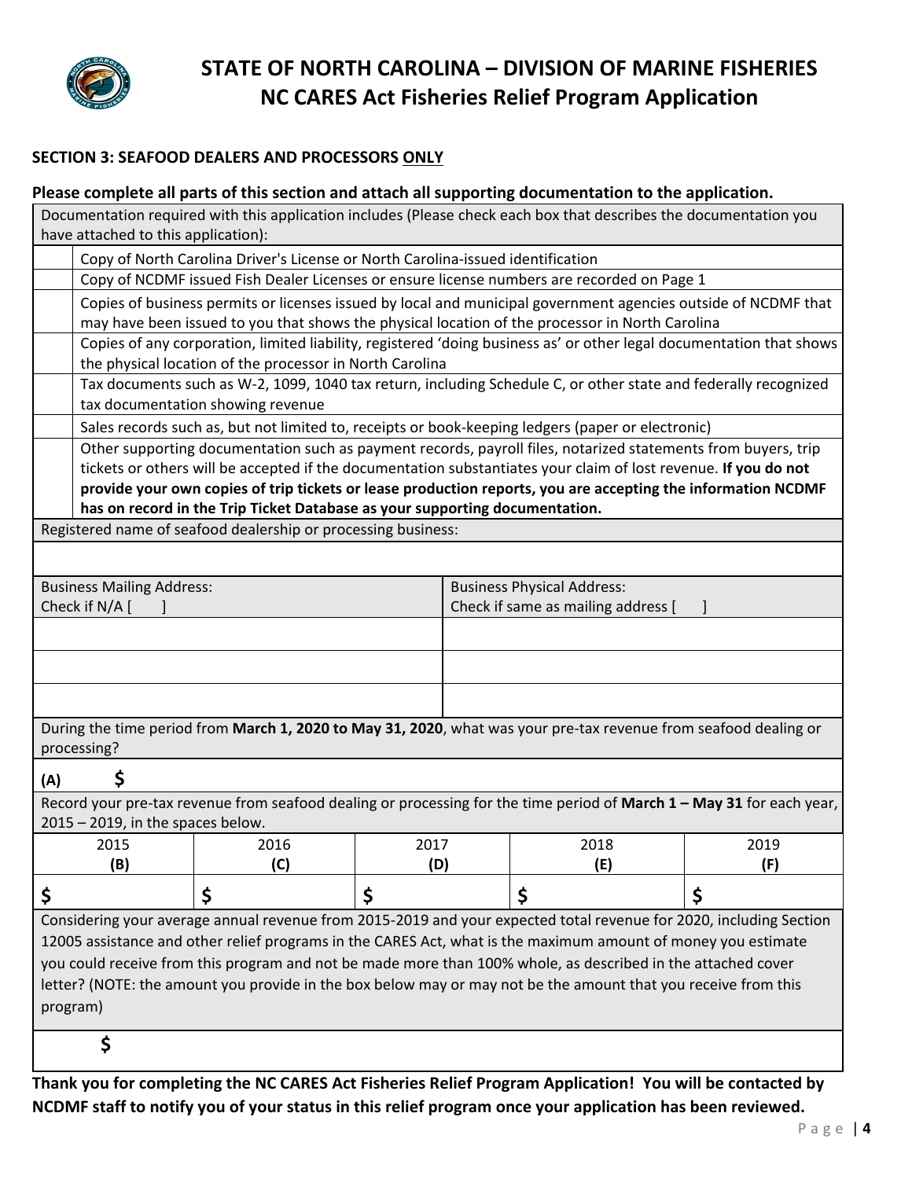// STATE OF NORTH CAROLINA – DIVISION OF MARINE FISHERIES
# NC CARES Act Fisheries Relief Program Application

**SECTION 3: SEAFOOD DEALERS AND PROCESSORS ONLY**

**Please complete all parts of this section and attach all supporting documentation to the application.**

Documentation required with this application includes (Please check each box that describes the documentation you have attached to this application):

| | |
|---|---|
| | Copy of North Carolina Driver's License or North Carolina-issued identification |
| | Copy of NCDMF issued Fish Dealer Licenses or ensure license numbers are recorded on Page 1 |
| | Copies of business permits or licenses issued by local and municipal government agencies outside of NCDMF that may have been issued to you that shows the physical location of the processor in North Carolina |
| | Copies of any corporation, limited liability, registered 'doing business as' or other legal documentation that shows the physical location of the processor in North Carolina |
| | Tax documents such as W-2, 1099, 1040 tax return, including Schedule C, or other state and federally recognized tax documentation showing revenue |
| | Sales records such as, but not limited to, receipts or book-keeping ledgers (paper or electronic) |
| | Other supporting documentation such as payment records, payroll files, notarized statements from buyers, trip tickets or others will be accepted if the documentation substantiates your claim of lost revenue. **If you do not provide your own copies of trip tickets or lease production reports, you are accepting the information NCDMF has on record in the Trip Ticket Database as your supporting documentation.** |

Registered name of seafood dealership or processing business:

| Business Mailing Address: Check if N/A [ ] | Business Physical Address: Check if same as mailing address [ ] |
|---|---|
| | |
| | |
| | |

During the time period from **March 1, 2020 to May 31, 2020**, what was your pre-tax revenue from seafood dealing or processing?

**(A)** $

Record your pre-tax revenue from seafood dealing or processing for the time period of **March 1 – May 31** for each year, 2015 – 2019, in the spaces below.

| 2015 (B) | 2016 (C) | 2017 (D) | 2018 (E) | 2019 (F) |
|---|---|---|---|---|
| $ | $ | $ | $ | $ |

Considering your average annual revenue from 2015-2019 and your expected total revenue for 2020, including Section 12005 assistance and other relief programs in the CARES Act, what is the maximum amount of money you estimate you could receive from this program and not be made more than 100% whole, as described in the attached cover letter? (NOTE: the amount you provide in the box below may or may not be the amount that you receive from this program)

$

**Thank you for completing the NC CARES Act Fisheries Relief Program Application! You will be contacted by NCDMF staff to notify you of your status in this relief program once your application has been reviewed.**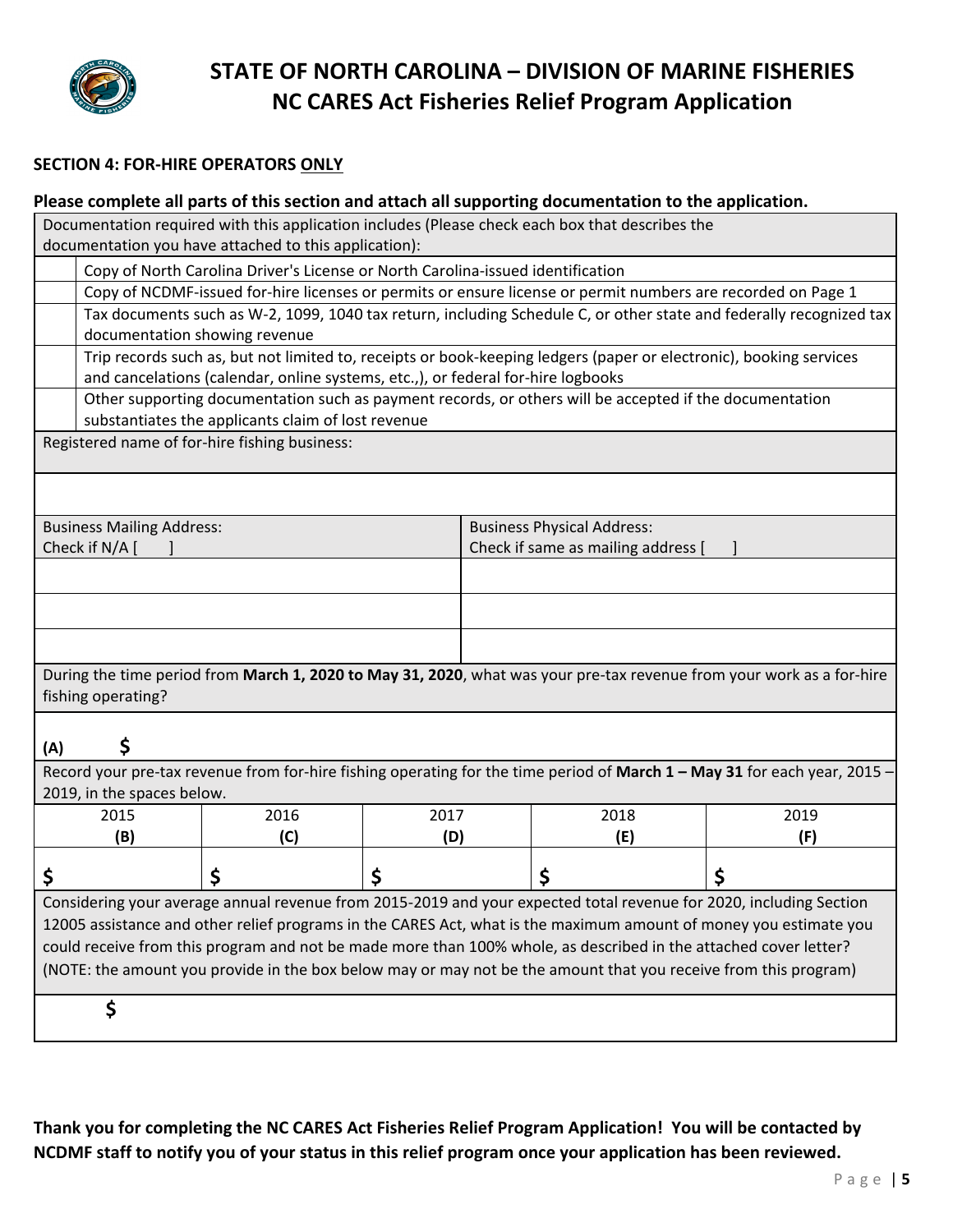# STATE OF NORTH CAROLINA – DIVISION OF MARINE FISHERIES
# NC CARES Act Fisheries Relief Program Application

**SECTION 4: FOR-HIRE OPERATORS ONLY**

**Please complete all parts of this section and attach all supporting documentation to the application.**

| | |
|---|---|
| Documentation required with this application includes (Please check each box that describes the documentation you have attached to this application): | |
| | Copy of North Carolina Driver's License or North Carolina-issued identification |
| | Copy of NCDMF-issued for-hire licenses or permits or ensure license or permit numbers are recorded on Page 1 |
| | Tax documents such as W-2, 1099, 1040 tax return, including Schedule C, or other state and federally recognized tax documentation showing revenue |
| | Trip records such as, but not limited to, receipts or book-keeping ledgers (paper or electronic), booking services and cancelations (calendar, online systems, etc.,), or federal for-hire logbooks |
| | Other supporting documentation such as payment records, or others will be accepted if the documentation substantiates the applicants claim of lost revenue |

Registered name of for-hire fishing business:

| Business Mailing Address: Check if N/A [ ] | Business Physical Address: Check if same as mailing address [ ] |
|---|---|
| | |
| | |
| | |

During the time period from **March 1, 2020 to May 31, 2020**, what was your pre-tax revenue from your work as a for-hire fishing operating?

**(A)** $

Record your pre-tax revenue from for-hire fishing operating for the time period of **March 1 – May 31** for each year, 2015 – 2019, in the spaces below.

| 2015 **(B)** | 2016 **(C)** | 2017 **(D)** | 2018 **(E)** | 2019 **(F)** |
|---|---|---|---|---|
| $ | $ | $ | $ | $ |

Considering your average annual revenue from 2015-2019 and your expected total revenue for 2020, including Section 12005 assistance and other relief programs in the CARES Act, what is the maximum amount of money you estimate you could receive from this program and not be made more than 100% whole, as described in the attached cover letter? (NOTE: the amount you provide in the box below may or may not be the amount that you receive from this program)

$

**Thank you for completing the NC CARES Act Fisheries Relief Program Application! You will be contacted by NCDMF staff to notify you of your status in this relief program once your application has been reviewed.**